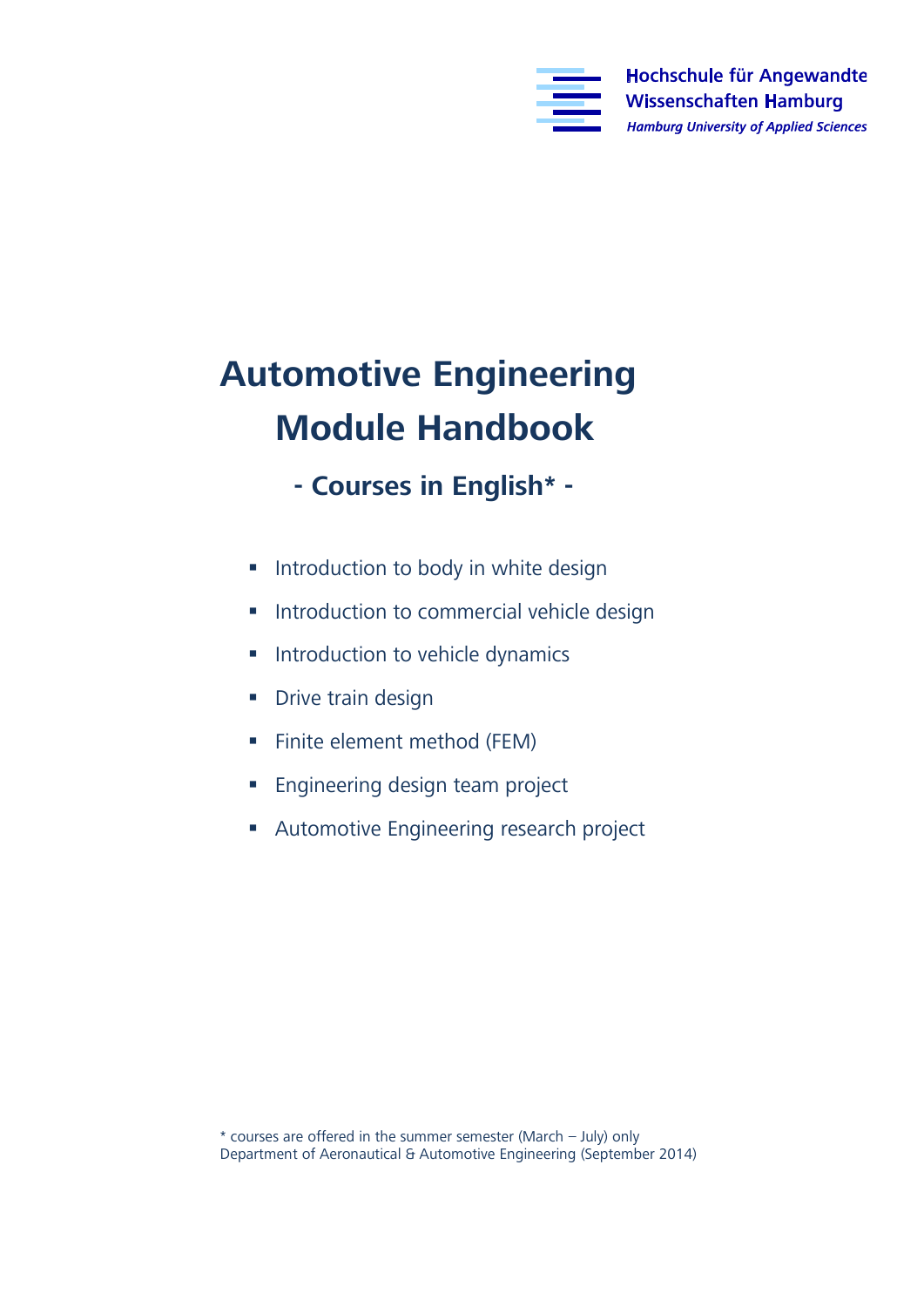Hochschule für Angewandte Wissenschaften Hamburg
*Hamburg University of Applied Sciences*

# Automotive Engineering Module Handbook

## - Courses in English* -

- Introduction to body in white design
- Introduction to commercial vehicle design
- Introduction to vehicle dynamics
- Drive train design
- Finite element method (FEM)
- Engineering design team project
- Automotive Engineering research project

* courses are offered in the summer semester (March – July) only
Department of Aeronautical & Automotive Engineering (September 2014)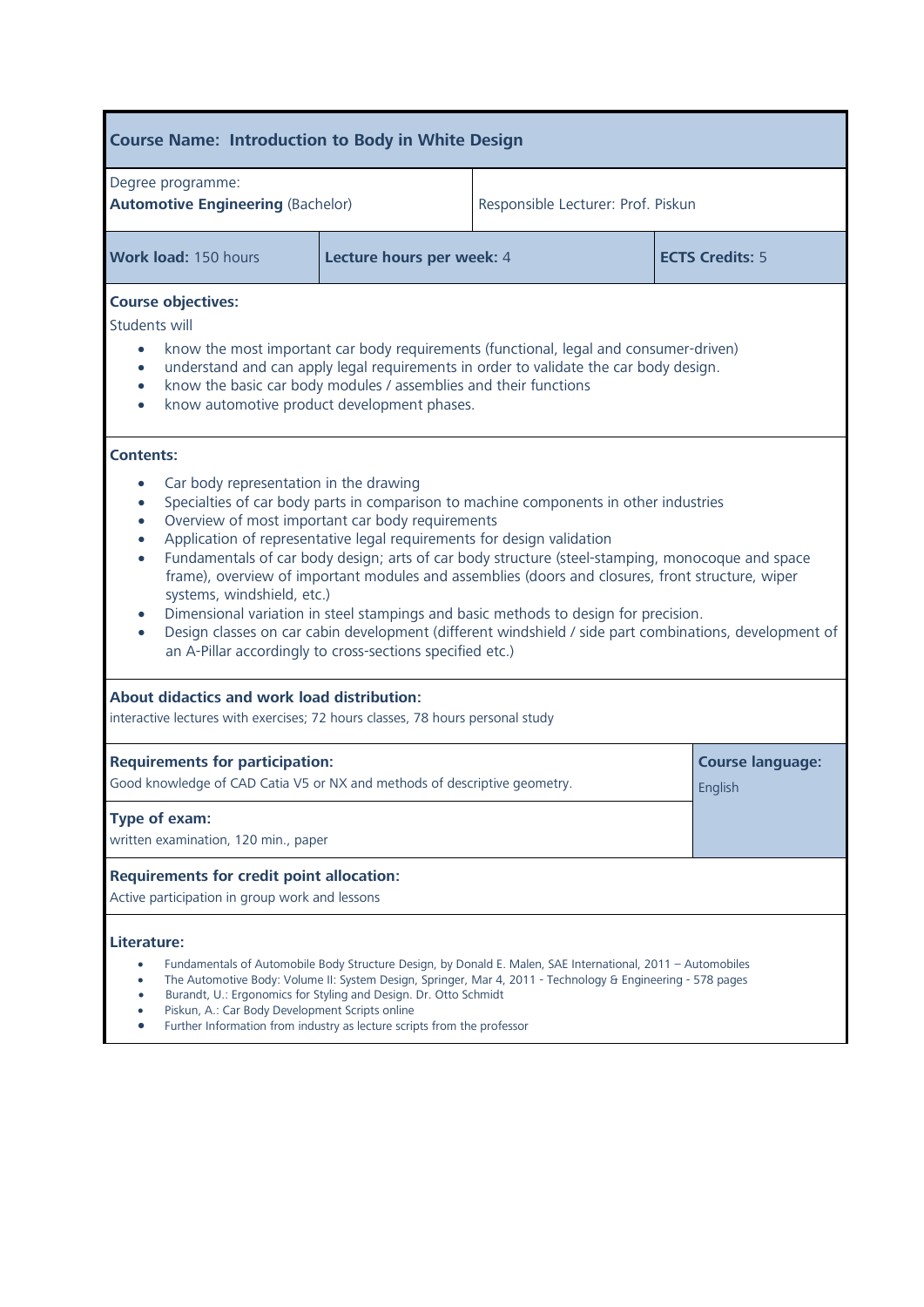## Course Name: Introduction to Body in White Design

| Degree programme: **Automotive Engineering** (Bachelor) | | Responsible Lecturer: Prof. Piskun |
|---|---|---|
| **Work load:** 150 hours | **Lecture hours per week:** 4 | **ECTS Credits:** 5 |

**Course objectives:**

Students will

- know the most important car body requirements (functional, legal and consumer-driven)
- understand and can apply legal requirements in order to validate the car body design.
- know the basic car body modules / assemblies and their functions
- know automotive product development phases.

**Contents:**

- Car body representation in the drawing
- Specialties of car body parts in comparison to machine components in other industries
- Overview of most important car body requirements
- Application of representative legal requirements for design validation
- Fundamentals of car body design; arts of car body structure (steel-stamping, monocoque and space frame), overview of important modules and assemblies (doors and closures, front structure, wiper systems, windshield, etc.)
- Dimensional variation in steel stampings and basic methods to design for precision.
- Design classes on car cabin development (different windshield / side part combinations, development of an A-Pillar accordingly to cross-sections specified etc.)

**About didactics and work load distribution:**
interactive lectures with exercises; 72 hours classes, 78 hours personal study

**Requirements for participation:**
Good knowledge of CAD Catia V5 or NX and methods of descriptive geometry.

**Course language:** English

**Type of exam:**
written examination, 120 min., paper

**Requirements for credit point allocation:**
Active participation in group work and lessons

**Literature:**

- Fundamentals of Automobile Body Structure Design, by Donald E. Malen, SAE International, 2011 – Automobiles
- The Automotive Body: Volume II: System Design, Springer, Mar 4, 2011 - Technology & Engineering - 578 pages
- Burandt, U.: Ergonomics for Styling and Design. Dr. Otto Schmidt
- Piskun, A.: Car Body Development Scripts online
- Further Information from industry as lecture scripts from the professor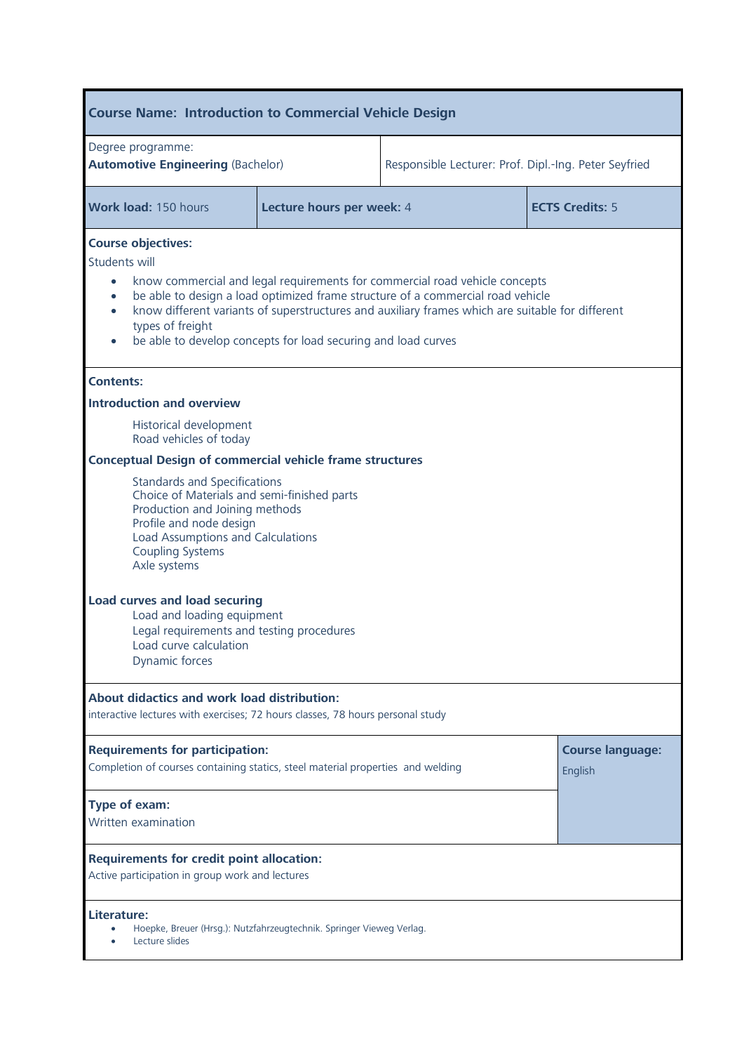**Course Name: Introduction to Commercial Vehicle Design**

| Degree programme: **Automotive Engineering** (Bachelor) | Responsible Lecturer: Prof. Dipl.-Ing. Peter Seyfried |
|---|---|

| **Work load:** 150 hours | **Lecture hours per week:** 4 | **ECTS Credits:** 5 |
|---|---|---|

**Course objectives:**

Students will

- know commercial and legal requirements for commercial road vehicle concepts
- be able to design a load optimized frame structure of a commercial road vehicle
- know different variants of superstructures and auxiliary frames which are suitable for different types of freight
- be able to develop concepts for load securing and load curves

**Contents:**

**Introduction and overview**

Historical development
Road vehicles of today

**Conceptual Design of commercial vehicle frame structures**

Standards and Specifications
Choice of Materials and semi-finished parts
Production and Joining methods
Profile and node design
Load Assumptions and Calculations
Coupling Systems
Axle systems

**Load curves and load securing**

Load and loading equipment
Legal requirements and testing procedures
Load curve calculation
Dynamic forces

**About didactics and work load distribution:**

interactive lectures with exercises; 72 hours classes, 78 hours personal study

**Requirements for participation:**

Completion of courses containing statics, steel material properties and welding

**Course language:** English

**Type of exam:**

Written examination

**Requirements for credit point allocation:**

Active participation in group work and lectures

**Literature:**

- Hoepke, Breuer (Hrsg.): Nutzfahrzeugtechnik. Springer Vieweg Verlag.
- Lecture slides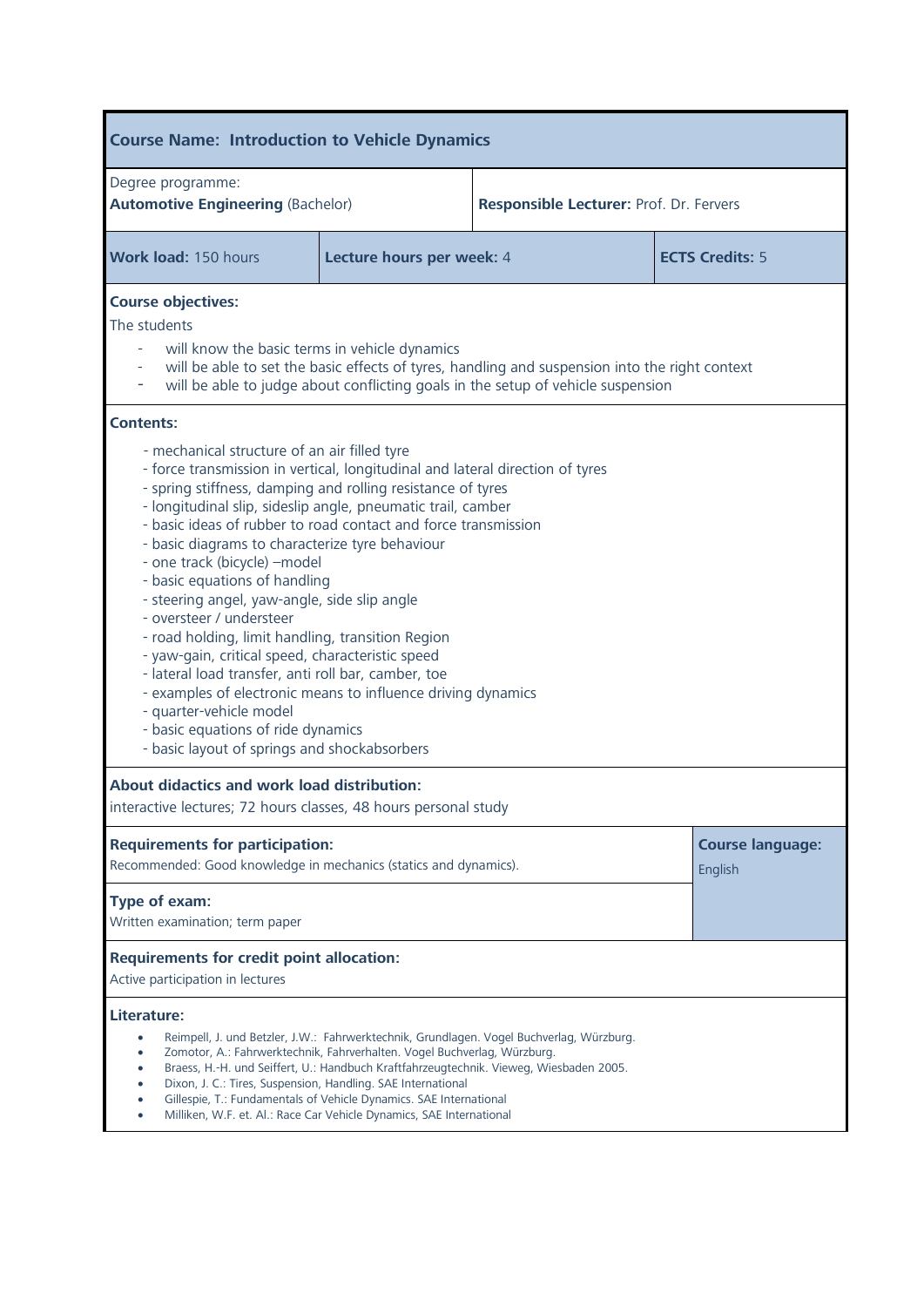**Course Name: Introduction to Vehicle Dynamics**

| Degree programme: **Automotive Engineering** (Bachelor) | **Responsible Lecturer:** Prof. Dr. Fervers | |
|---|---|---|
| **Work load:** 150 hours | **Lecture hours per week:** 4 | **ECTS Credits:** 5 |

**Course objectives:**

The students

- will know the basic terms in vehicle dynamics
- will be able to set the basic effects of tyres, handling and suspension into the right context
- will be able to judge about conflicting goals in the setup of vehicle suspension

**Contents:**

- mechanical structure of an air filled tyre
- force transmission in vertical, longitudinal and lateral direction of tyres
- spring stiffness, damping and rolling resistance of tyres
- longitudinal slip, sideslip angle, pneumatic trail, camber
- basic ideas of rubber to road contact and force transmission
- basic diagrams to characterize tyre behaviour
- one track (bicycle) –model
- basic equations of handling
- steering angel, yaw-angle, side slip angle
- oversteer / understeer
- road holding, limit handling, transition Region
- yaw-gain, critical speed, characteristic speed
- lateral load transfer, anti roll bar, camber, toe
- examples of electronic means to influence driving dynamics
- quarter-vehicle model
- basic equations of ride dynamics
- basic layout of springs and shockabsorbers

**About didactics and work load distribution:**

interactive lectures; 72 hours classes, 48 hours personal study

**Requirements for participation:**

Recommended: Good knowledge in mechanics (statics and dynamics).

**Course language:** English

**Type of exam:**

Written examination; term paper

**Requirements for credit point allocation:**

Active participation in lectures

**Literature:**

- Reimpell, J. und Betzler, J.W.: Fahrwerktechnik, Grundlagen. Vogel Buchverlag, Würzburg.
- Zomotor, A.: Fahrwerktechnik, Fahrverhalten. Vogel Buchverlag, Würzburg.
- Braess, H.-H. und Seiffert, U.: Handbuch Kraftfahrzeugtechnik. Vieweg, Wiesbaden 2005.
- Dixon, J. C.: Tires, Suspension, Handling. SAE International
- Gillespie, T.: Fundamentals of Vehicle Dynamics. SAE International
- Milliken, W.F. et. Al.: Race Car Vehicle Dynamics, SAE International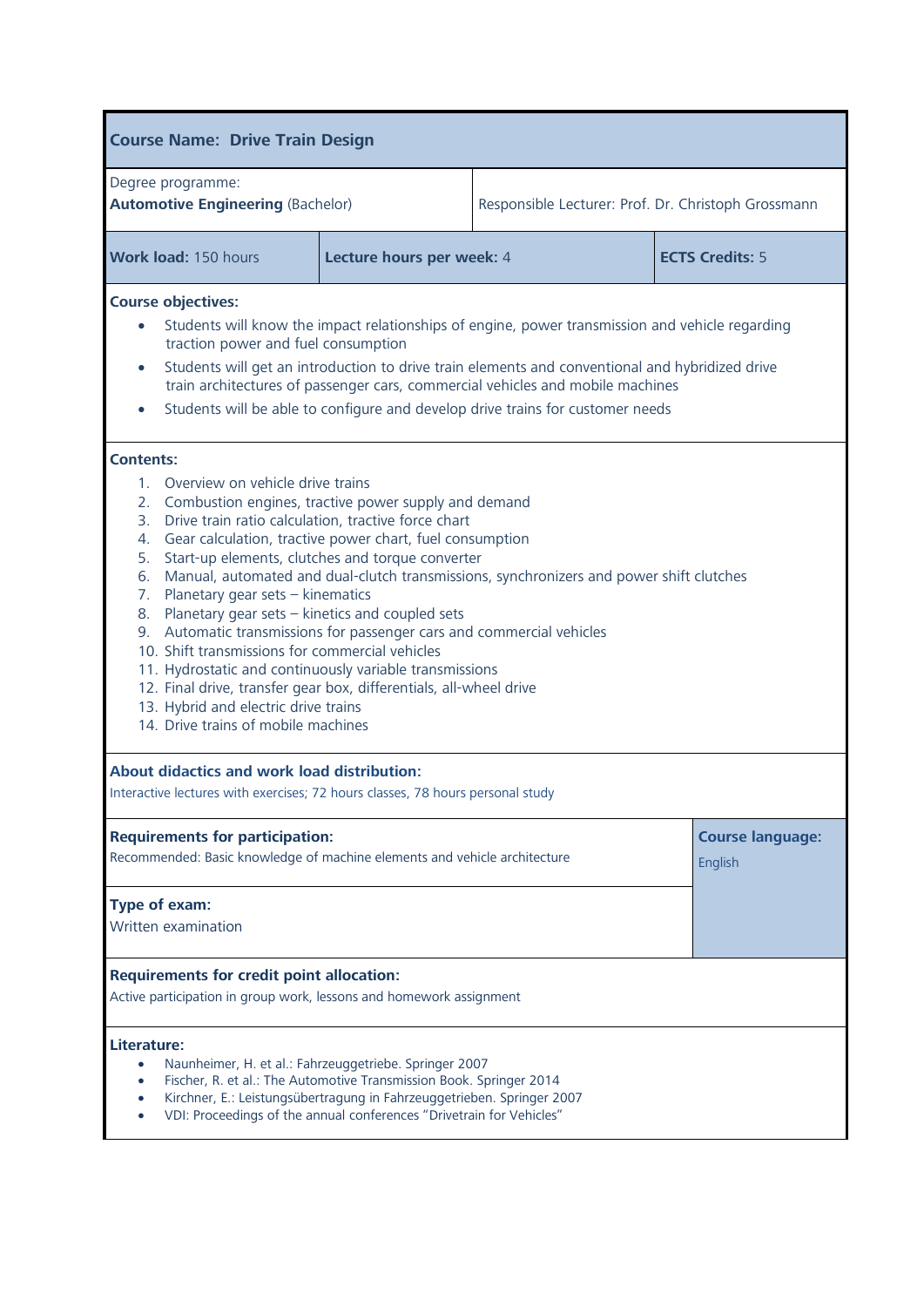## Course Name: Drive Train Design

| Degree programme: **Automotive Engineering** (Bachelor) | Responsible Lecturer: Prof. Dr. Christoph Grossmann | |
|---|---|---|
| **Work load:** 150 hours | **Lecture hours per week:** 4 | **ECTS Credits:** 5 |

**Course objectives:**

- Students will know the impact relationships of engine, power transmission and vehicle regarding traction power and fuel consumption
- Students will get an introduction to drive train elements and conventional and hybridized drive train architectures of passenger cars, commercial vehicles and mobile machines
- Students will be able to configure and develop drive trains for customer needs

**Contents:**

1. Overview on vehicle drive trains
2. Combustion engines, tractive power supply and demand
3. Drive train ratio calculation, tractive force chart
4. Gear calculation, tractive power chart, fuel consumption
5. Start-up elements, clutches and torque converter
6. Manual, automated and dual-clutch transmissions, synchronizers and power shift clutches
7. Planetary gear sets – kinematics
8. Planetary gear sets – kinetics and coupled sets
9. Automatic transmissions for passenger cars and commercial vehicles
10. Shift transmissions for commercial vehicles
11. Hydrostatic and continuously variable transmissions
12. Final drive, transfer gear box, differentials, all-wheel drive
13. Hybrid and electric drive trains
14. Drive trains of mobile machines

**About didactics and work load distribution:**
Interactive lectures with exercises; 72 hours classes, 78 hours personal study

**Requirements for participation:**
Recommended: Basic knowledge of machine elements and vehicle architecture

**Course language:**
English

**Type of exam:**
Written examination

**Requirements for credit point allocation:**
Active participation in group work, lessons and homework assignment

**Literature:**

- Naunheimer, H. et al.: Fahrzeuggetriebe. Springer 2007
- Fischer, R. et al.: The Automotive Transmission Book. Springer 2014
- Kirchner, E.: Leistungsübertragung in Fahrzeuggetrieben. Springer 2007
- VDI: Proceedings of the annual conferences "Drivetrain for Vehicles"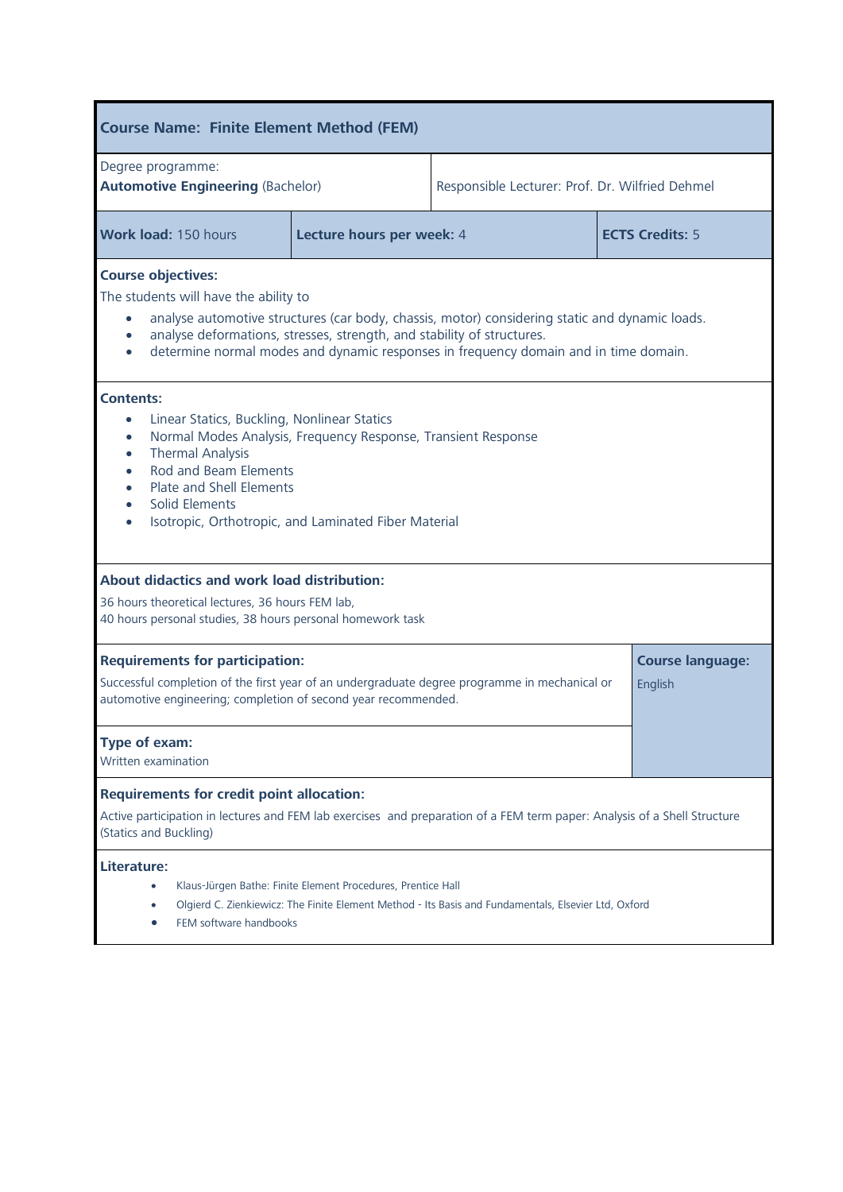## Course Name: Finite Element Method (FEM)

| Degree programme: **Automotive Engineering** (Bachelor) | Responsible Lecturer: Prof. Dr. Wilfried Dehmel | |
|---|---|---|
| **Work load:** 150 hours | **Lecture hours per week:** 4 | **ECTS Credits:** 5 |

**Course objectives:**

The students will have the ability to

- analyse automotive structures (car body, chassis, motor) considering static and dynamic loads.
- analyse deformations, stresses, strength, and stability of structures.
- determine normal modes and dynamic responses in frequency domain and in time domain.

**Contents:**

- Linear Statics, Buckling, Nonlinear Statics
- Normal Modes Analysis, Frequency Response, Transient Response
- Thermal Analysis
- Rod and Beam Elements
- Plate and Shell Elements
- Solid Elements
- Isotropic, Orthotropic, and Laminated Fiber Material

**About didactics and work load distribution:**

36 hours theoretical lectures, 36 hours FEM lab,
40 hours personal studies, 38 hours personal homework task

**Requirements for participation:**

Successful completion of the first year of an undergraduate degree programme in mechanical or automotive engineering; completion of second year recommended.

**Course language:** English

**Type of exam:**
Written examination

**Requirements for credit point allocation:**

Active participation in lectures and FEM lab exercises and preparation of a FEM term paper: Analysis of a Shell Structure (Statics and Buckling)

**Literature:**

- Klaus-Jürgen Bathe: Finite Element Procedures, Prentice Hall
- Olgierd C. Zienkiewicz: The Finite Element Method - Its Basis and Fundamentals, Elsevier Ltd, Oxford
- FEM software handbooks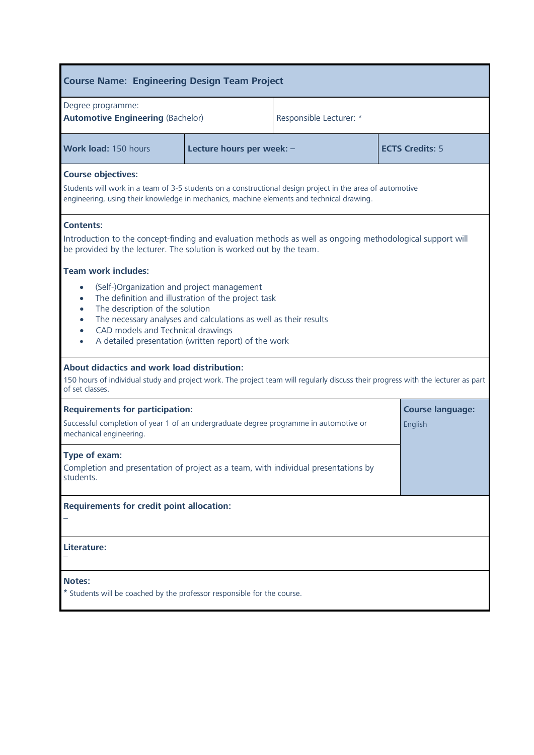## Course Name: Engineering Design Team Project

| Degree programme: **Automotive Engineering** (Bachelor) | Responsible Lecturer: * |
|---|---|

| **Work load:** 150 hours | **Lecture hours per week:** – | **ECTS Credits:** 5 |
|---|---|---|

**Course objectives:**

Students will work in a team of 3-5 students on a constructional design project in the area of automotive engineering, using their knowledge in mechanics, machine elements and technical drawing.

**Contents:**

Introduction to the concept-finding and evaluation methods as well as ongoing methodological support will be provided by the lecturer. The solution is worked out by the team.

**Team work includes:**

- (Self-)Organization and project management
- The definition and illustration of the project task
- The description of the solution
- The necessary analyses and calculations as well as their results
- CAD models and Technical drawings
- A detailed presentation (written report) of the work

**About didactics and work load distribution:**

150 hours of individual study and project work. The project team will regularly discuss their progress with the lecturer as part of set classes.

**Requirements for participation:**

Successful completion of year 1 of an undergraduate degree programme in automotive or mechanical engineering.

**Course language:**

English

**Type of exam:**

Completion and presentation of project as a team, with individual presentations by students.

**Requirements for credit point allocation:**

–

**Literature:**

–

**Notes:**

* Students will be coached by the professor responsible for the course.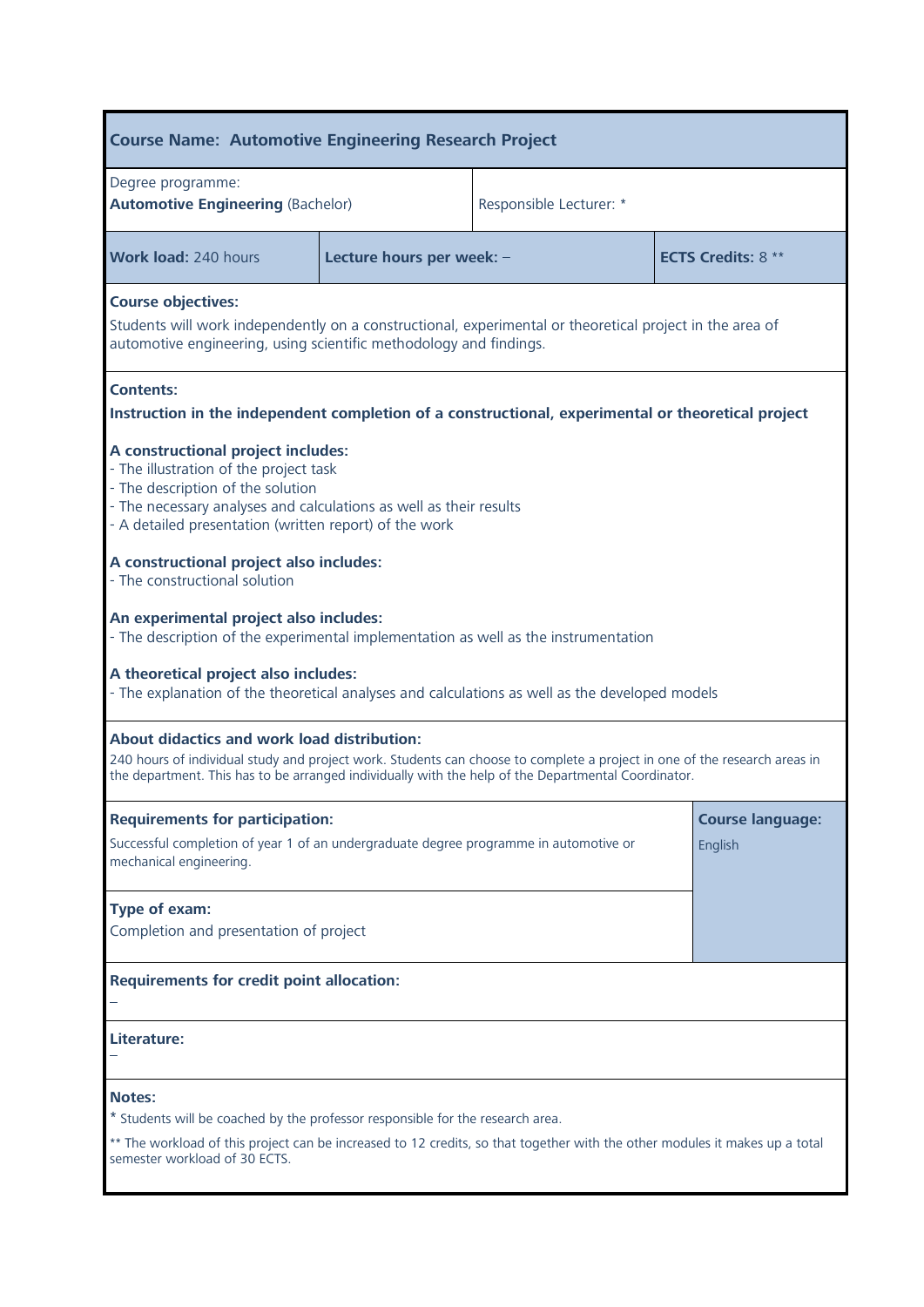## Course Name: Automotive Engineering Research Project

| Degree programme: **Automotive Engineering** (Bachelor) | | Responsible Lecturer: * |
|---|---|---|
| **Work load:** 240 hours | **Lecture hours per week:** – | **ECTS Credits:** 8 ** |

**Course objectives:**

Students will work independently on a constructional, experimental or theoretical project in the area of automotive engineering, using scientific methodology and findings.

**Contents:**

**Instruction in the independent completion of a constructional, experimental or theoretical project**

**A constructional project includes:**
- The illustration of the project task
- The description of the solution
- The necessary analyses and calculations as well as their results
- A detailed presentation (written report) of the work

**A constructional project also includes:**
- The constructional solution

**An experimental project also includes:**
- The description of the experimental implementation as well as the instrumentation

**A theoretical project also includes:**
- The explanation of the theoretical analyses and calculations as well as the developed models

**About didactics and work load distribution:**

240 hours of individual study and project work. Students can choose to complete a project in one of the research areas in the department. This has to be arranged individually with the help of the Departmental Coordinator.

**Requirements for participation:**

Successful completion of year 1 of an undergraduate degree programme in automotive or mechanical engineering.

**Course language:**

English

**Type of exam:**

Completion and presentation of project

**Requirements for credit point allocation:**

–

**Literature:**

–

**Notes:**

* Students will be coached by the professor responsible for the research area.

** The workload of this project can be increased to 12 credits, so that together with the other modules it makes up a total semester workload of 30 ECTS.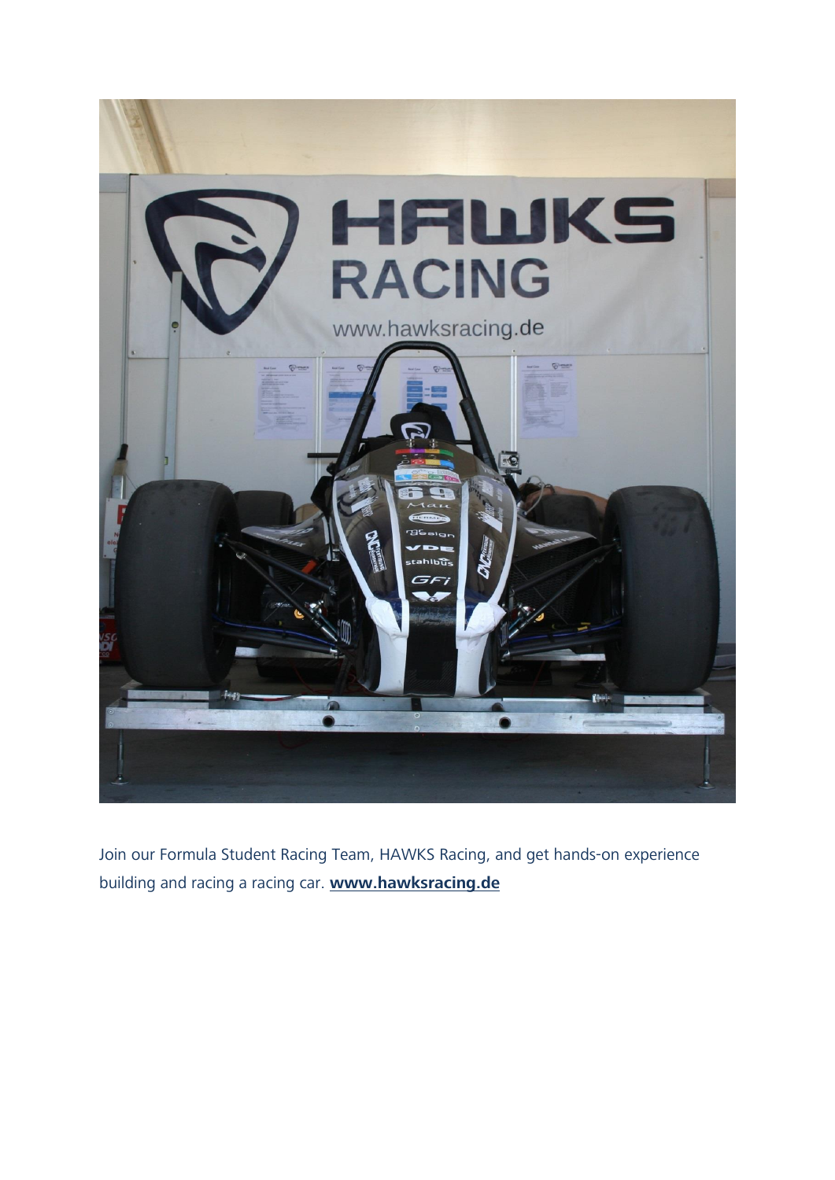Join our Formula Student Racing Team, HAWKS Racing, and get hands-on experience building and racing a racing car. **www.hawksracing.de**